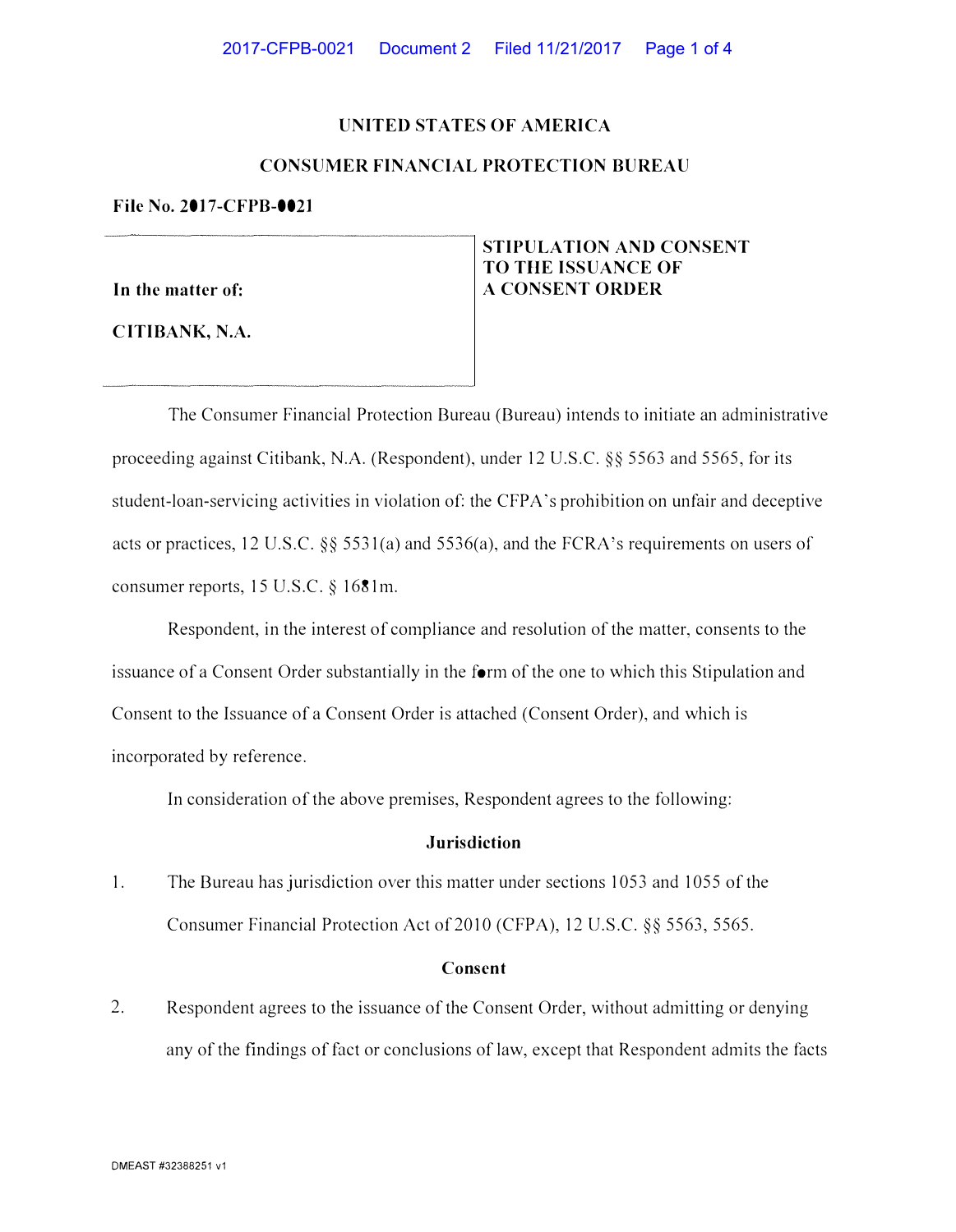UNITED STATES OF AMERICA

CONSUMER FINANCIAL PROTECTION BUREAU

**File No. 2017-CFPB-0021**

| | |
|---|---|
| **In the matter of:**<br><br>**CITIBANK, N.A.** | **STIPULATION AND CONSENT TO THE ISSUANCE OF A CONSENT ORDER** |

The Consumer Financial Protection Bureau (Bureau) intends to initiate an administrative proceeding against Citibank, N.A. (Respondent), under 12 U.S.C. §§ 5563 and 5565, for its student-loan-servicing activities in violation of: the CFPA's prohibition on unfair and deceptive acts or practices, 12 U.S.C. §§ 5531(a) and 5536(a), and the FCRA's requirements on users of consumer reports, 15 U.S.C. § 1681m.

Respondent, in the interest of compliance and resolution of the matter, consents to the issuance of a Consent Order substantially in the form of the one to which this Stipulation and Consent to the Issuance of a Consent Order is attached (Consent Order), and which is incorporated by reference.

In consideration of the above premises, Respondent agrees to the following:

**Jurisdiction**

1. The Bureau has jurisdiction over this matter under sections 1053 and 1055 of the Consumer Financial Protection Act of 2010 (CFPA), 12 U.S.C. §§ 5563, 5565.

**Consent**

2. Respondent agrees to the issuance of the Consent Order, without admitting or denying any of the findings of fact or conclusions of law, except that Respondent admits the facts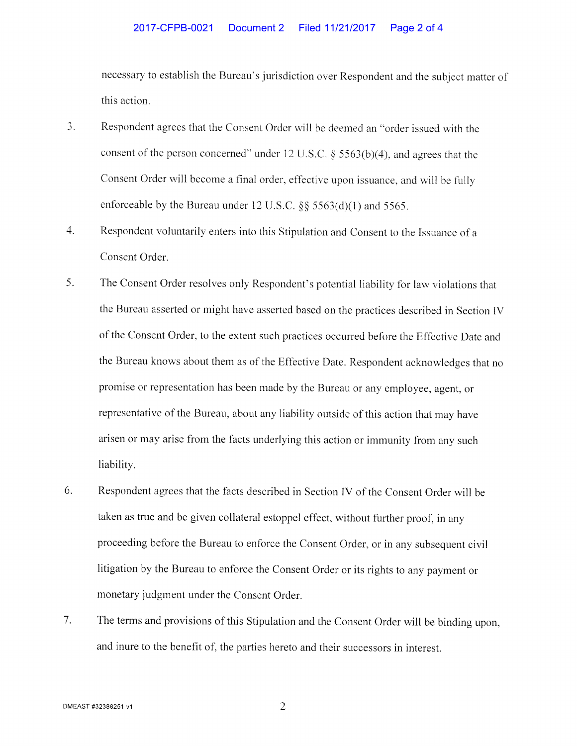necessary to establish the Bureau's jurisdiction over Respondent and the subject matter of this action.

3. Respondent agrees that the Consent Order will be deemed an "order issued with the consent of the person concerned" under 12 U.S.C. § 5563(b)(4), and agrees that the Consent Order will become a final order, effective upon issuance, and will be fully enforceable by the Bureau under 12 U.S.C. §§ 5563(d)(1) and 5565.

4. Respondent voluntarily enters into this Stipulation and Consent to the Issuance of a Consent Order.

5. The Consent Order resolves only Respondent's potential liability for law violations that the Bureau asserted or might have asserted based on the practices described in Section IV of the Consent Order, to the extent such practices occurred before the Effective Date and the Bureau knows about them as of the Effective Date. Respondent acknowledges that no promise or representation has been made by the Bureau or any employee, agent, or representative of the Bureau, about any liability outside of this action that may have arisen or may arise from the facts underlying this action or immunity from any such liability.

6. Respondent agrees that the facts described in Section IV of the Consent Order will be taken as true and be given collateral estoppel effect, without further proof, in any proceeding before the Bureau to enforce the Consent Order, or in any subsequent civil litigation by the Bureau to enforce the Consent Order or its rights to any payment or monetary judgment under the Consent Order.

7. The terms and provisions of this Stipulation and the Consent Order will be binding upon, and inure to the benefit of, the parties hereto and their successors in interest.

DMEAST #32388251 v1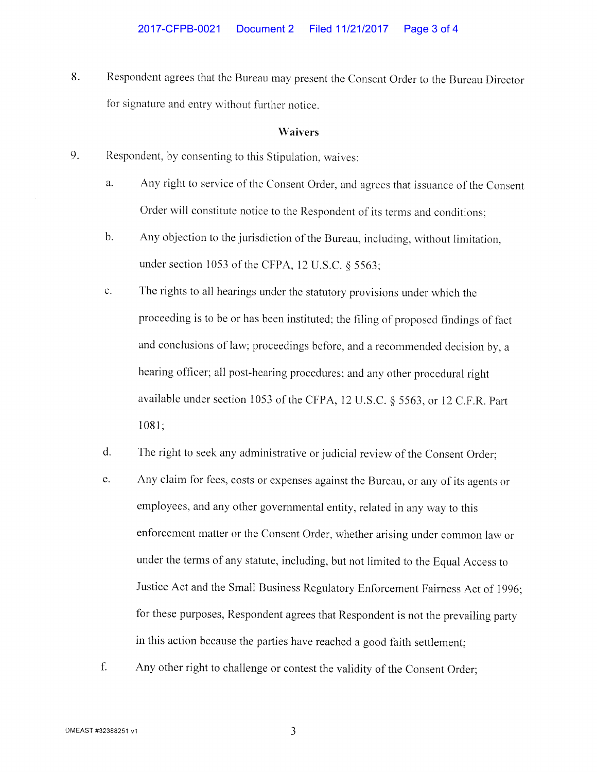8. Respondent agrees that the Bureau may present the Consent Order to the Bureau Director for signature and entry without further notice.

**Waivers**

9. Respondent, by consenting to this Stipulation, waives:

   a. Any right to service of the Consent Order, and agrees that issuance of the Consent Order will constitute notice to the Respondent of its terms and conditions;

   b. Any objection to the jurisdiction of the Bureau, including, without limitation, under section 1053 of the CFPA, 12 U.S.C. § 5563;

   c. The rights to all hearings under the statutory provisions under which the proceeding is to be or has been instituted; the filing of proposed findings of fact and conclusions of law; proceedings before, and a recommended decision by, a hearing officer; all post-hearing procedures; and any other procedural right available under section 1053 of the CFPA, 12 U.S.C. § 5563, or 12 C.F.R. Part 1081;

   d. The right to seek any administrative or judicial review of the Consent Order;

   e. Any claim for fees, costs or expenses against the Bureau, or any of its agents or employees, and any other governmental entity, related in any way to this enforcement matter or the Consent Order, whether arising under common law or under the terms of any statute, including, but not limited to the Equal Access to Justice Act and the Small Business Regulatory Enforcement Fairness Act of 1996; for these purposes, Respondent agrees that Respondent is not the prevailing party in this action because the parties have reached a good faith settlement;

   f. Any other right to challenge or contest the validity of the Consent Order;

DMEAST #32388251 v1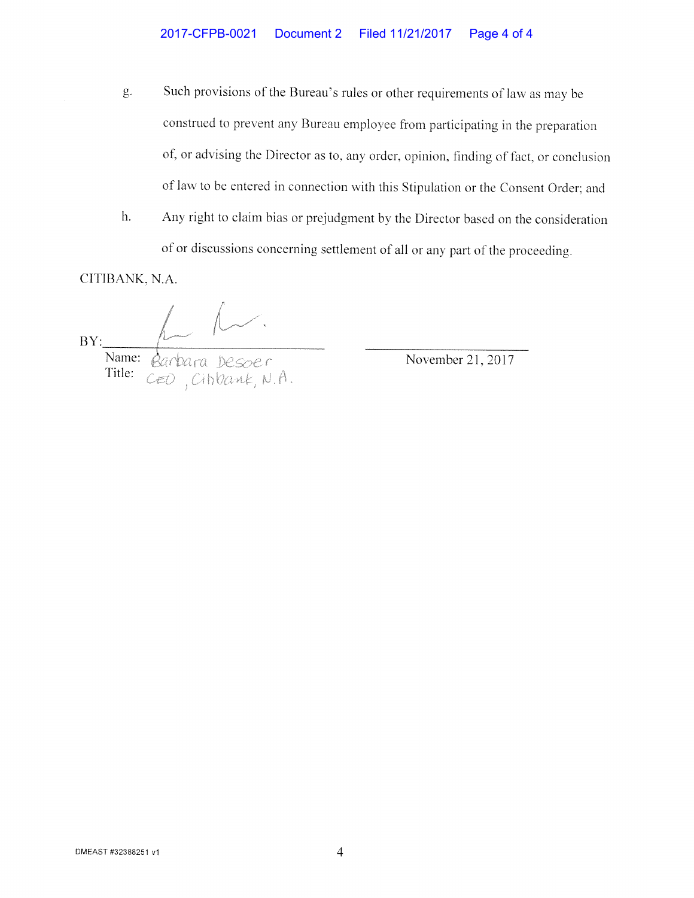g. Such provisions of the Bureau's rules or other requirements of law as may be construed to prevent any Bureau employee from participating in the preparation of, or advising the Director as to, any order, opinion, finding of fact, or conclusion of law to be entered in connection with this Stipulation or the Consent Order; and

h. Any right to claim bias or prejudgment by the Director based on the consideration of or discussions concerning settlement of all or any part of the proceeding.

CITIBANK, N.A.

BY:\_\_\_\_\_\_\_\_\_\_\_\_\_\_\_\_\_\_\_\_\_\_\_\_\_\_\_\_\_\_

Name: Barbara Desoer

Title: CEO, Citibank, N.A.

\_\_\_\_\_\_\_\_\_\_\_\_\_\_\_\_\_\_\_\_

November 21, 2017

DMEAST #32388251 v1